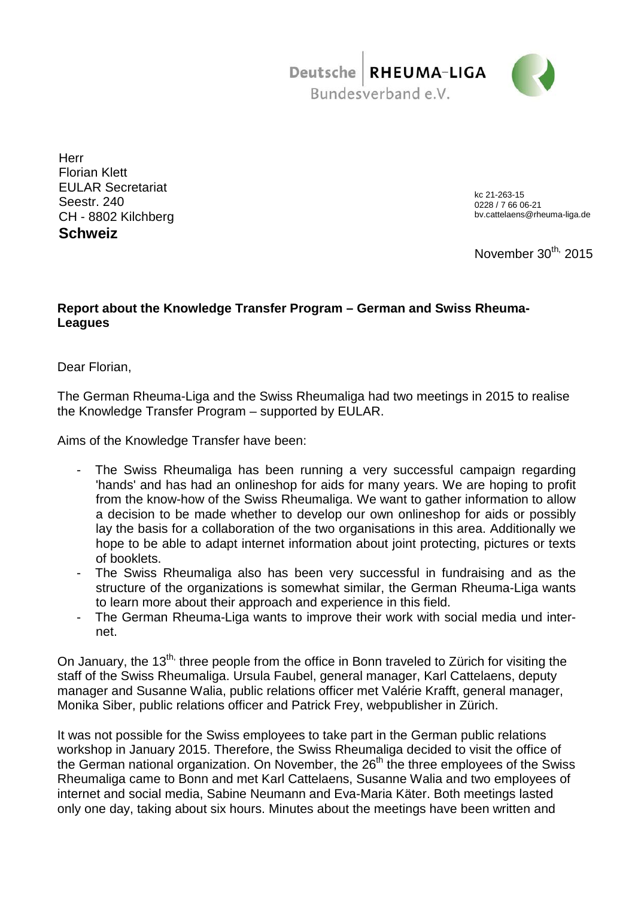Deutsche | RHEUMA-LIGA
Bundesverband e.V.

Herr
Florian Klett
EULAR Secretariat
Seestr. 240
CH - 8802 Kilchberg
**Schweiz**

kc 21-263-15
0228 / 7 66 06-21
bv.cattelaens@rheuma-liga.de

November 30th, 2015

**Report about the Knowledge Transfer Program – German and Swiss Rheuma-Leagues**

Dear Florian,

The German Rheuma-Liga and the Swiss Rheumaliga had two meetings in 2015 to realise the Knowledge Transfer Program – supported by EULAR.

Aims of the Knowledge Transfer have been:

- The Swiss Rheumaliga has been running a very successful campaign regarding 'hands' and has had an onlineshop for aids for many years. We are hoping to profit from the know-how of the Swiss Rheumaliga. We want to gather information to allow a decision to be made whether to develop our own onlineshop for aids or possibly lay the basis for a collaboration of the two organisations in this area. Additionally we hope to be able to adapt internet information about joint protecting, pictures or texts of booklets.
- The Swiss Rheumaliga also has been very successful in fundraising and as the structure of the organizations is somewhat similar, the German Rheuma-Liga wants to learn more about their approach and experience in this field.
- The German Rheuma-Liga wants to improve their work with social media und internet.

On January, the 13th, three people from the office in Bonn traveled to Zürich for visiting the staff of the Swiss Rheumaliga. Ursula Faubel, general manager, Karl Cattelaens, deputy manager and Susanne Walia, public relations officer met Valérie Krafft, general manager, Monika Siber, public relations officer and Patrick Frey, webpublisher in Zürich.

It was not possible for the Swiss employees to take part in the German public relations workshop in January 2015. Therefore, the Swiss Rheumaliga decided to visit the office of the German national organization. On November, the 26th the three employees of the Swiss Rheumaliga came to Bonn and met Karl Cattelaens, Susanne Walia and two employees of internet and social media, Sabine Neumann and Eva-Maria Käter. Both meetings lasted only one day, taking about six hours. Minutes about the meetings have been written and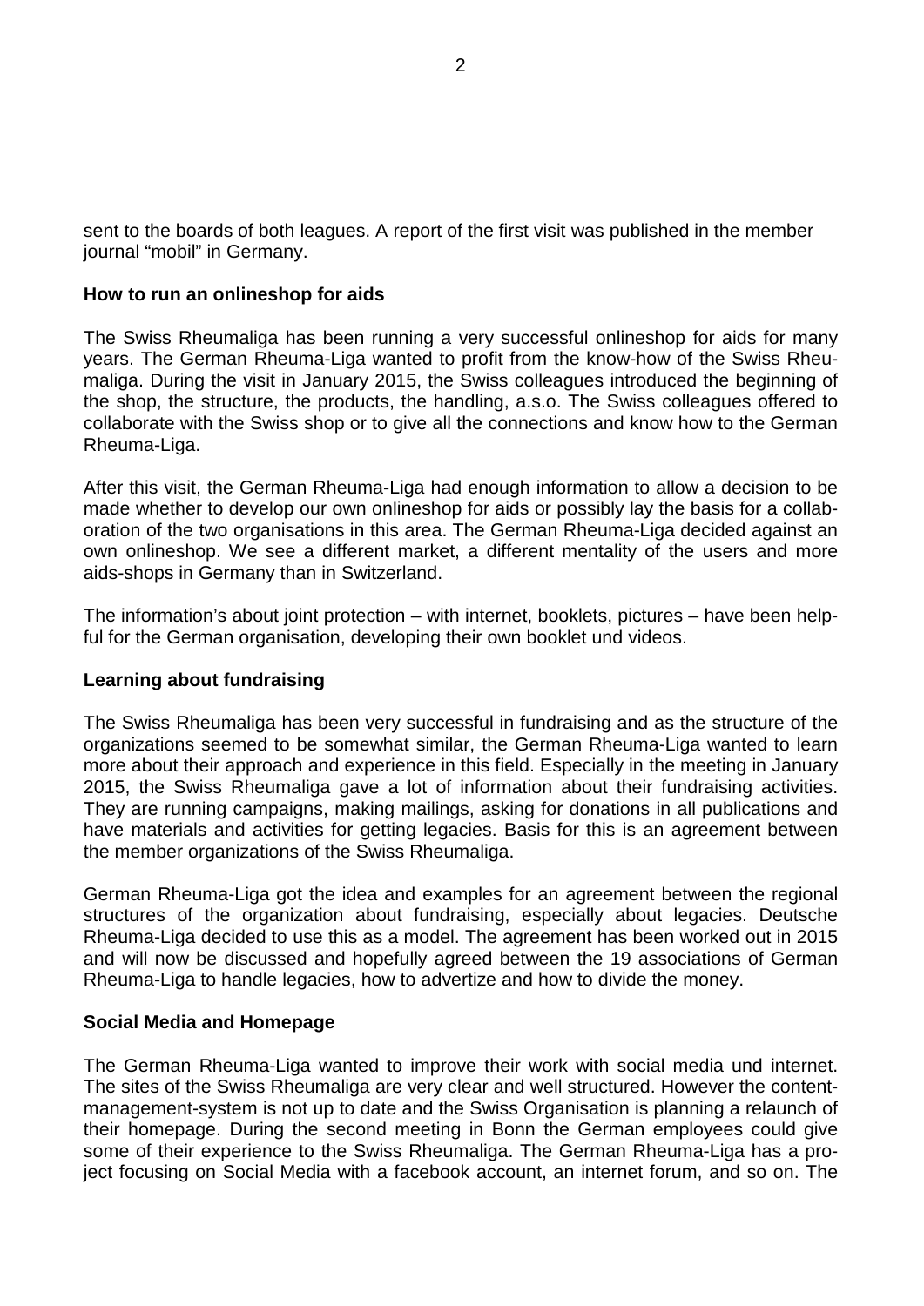sent to the boards of both leagues. A report of the first visit was published in the member journal "mobil" in Germany.

**How to run an onlineshop for aids**

The Swiss Rheumaliga has been running a very successful onlineshop for aids for many years. The German Rheuma-Liga wanted to profit from the know-how of the Swiss Rheumaliga. During the visit in January 2015, the Swiss colleagues introduced the beginning of the shop, the structure, the products, the handling, a.s.o. The Swiss colleagues offered to collaborate with the Swiss shop or to give all the connections and know how to the German Rheuma-Liga.

After this visit, the German Rheuma-Liga had enough information to allow a decision to be made whether to develop our own onlineshop for aids or possibly lay the basis for a collaboration of the two organisations in this area. The German Rheuma-Liga decided against an own onlineshop. We see a different market, a different mentality of the users and more aids-shops in Germany than in Switzerland.

The information's about joint protection – with internet, booklets, pictures – have been helpful for the German organisation, developing their own booklet und videos.

**Learning about fundraising**

The Swiss Rheumaliga has been very successful in fundraising and as the structure of the organizations seemed to be somewhat similar, the German Rheuma-Liga wanted to learn more about their approach and experience in this field. Especially in the meeting in January 2015, the Swiss Rheumaliga gave a lot of information about their fundraising activities. They are running campaigns, making mailings, asking for donations in all publications and have materials and activities for getting legacies. Basis for this is an agreement between the member organizations of the Swiss Rheumaliga.

German Rheuma-Liga got the idea and examples for an agreement between the regional structures of the organization about fundraising, especially about legacies. Deutsche Rheuma-Liga decided to use this as a model. The agreement has been worked out in 2015 and will now be discussed and hopefully agreed between the 19 associations of German Rheuma-Liga to handle legacies, how to advertize and how to divide the money.

**Social Media and Homepage**

The German Rheuma-Liga wanted to improve their work with social media und internet. The sites of the Swiss Rheumaliga are very clear and well structured. However the content-management-system is not up to date and the Swiss Organisation is planning a relaunch of their homepage. During the second meeting in Bonn the German employees could give some of their experience to the Swiss Rheumaliga. The German Rheuma-Liga has a project focusing on Social Media with a facebook account, an internet forum, and so on. The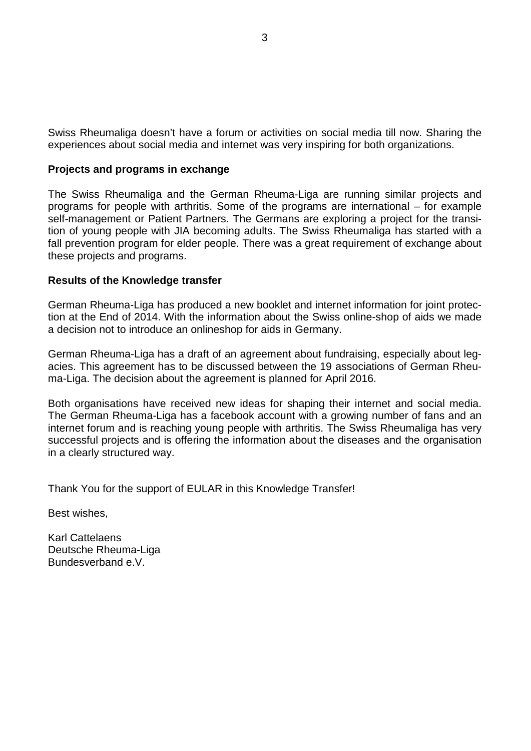Swiss Rheumaliga doesn't have a forum or activities on social media till now. Sharing the experiences about social media and internet was very inspiring for both organizations.

**Projects and programs in exchange**

The Swiss Rheumaliga and the German Rheuma-Liga are running similar projects and programs for people with arthritis. Some of the programs are international – for example self-management or Patient Partners. The Germans are exploring a project for the transition of young people with JIA becoming adults. The Swiss Rheumaliga has started with a fall prevention program for elder people. There was a great requirement of exchange about these projects and programs.

**Results of the Knowledge transfer**

German Rheuma-Liga has produced a new booklet and internet information for joint protection at the End of 2014. With the information about the Swiss online-shop of aids we made a decision not to introduce an onlineshop for aids in Germany.

German Rheuma-Liga has a draft of an agreement about fundraising, especially about legacies. This agreement has to be discussed between the 19 associations of German Rheuma-Liga. The decision about the agreement is planned for April 2016.

Both organisations have received new ideas for shaping their internet and social media. The German Rheuma-Liga has a facebook account with a growing number of fans and an internet forum and is reaching young people with arthritis. The Swiss Rheumaliga has very successful projects and is offering the information about the diseases and the organisation in a clearly structured way.

Thank You for the support of EULAR in this Knowledge Transfer!

Best wishes,

Karl Cattelaens
Deutsche Rheuma-Liga
Bundesverband e.V.